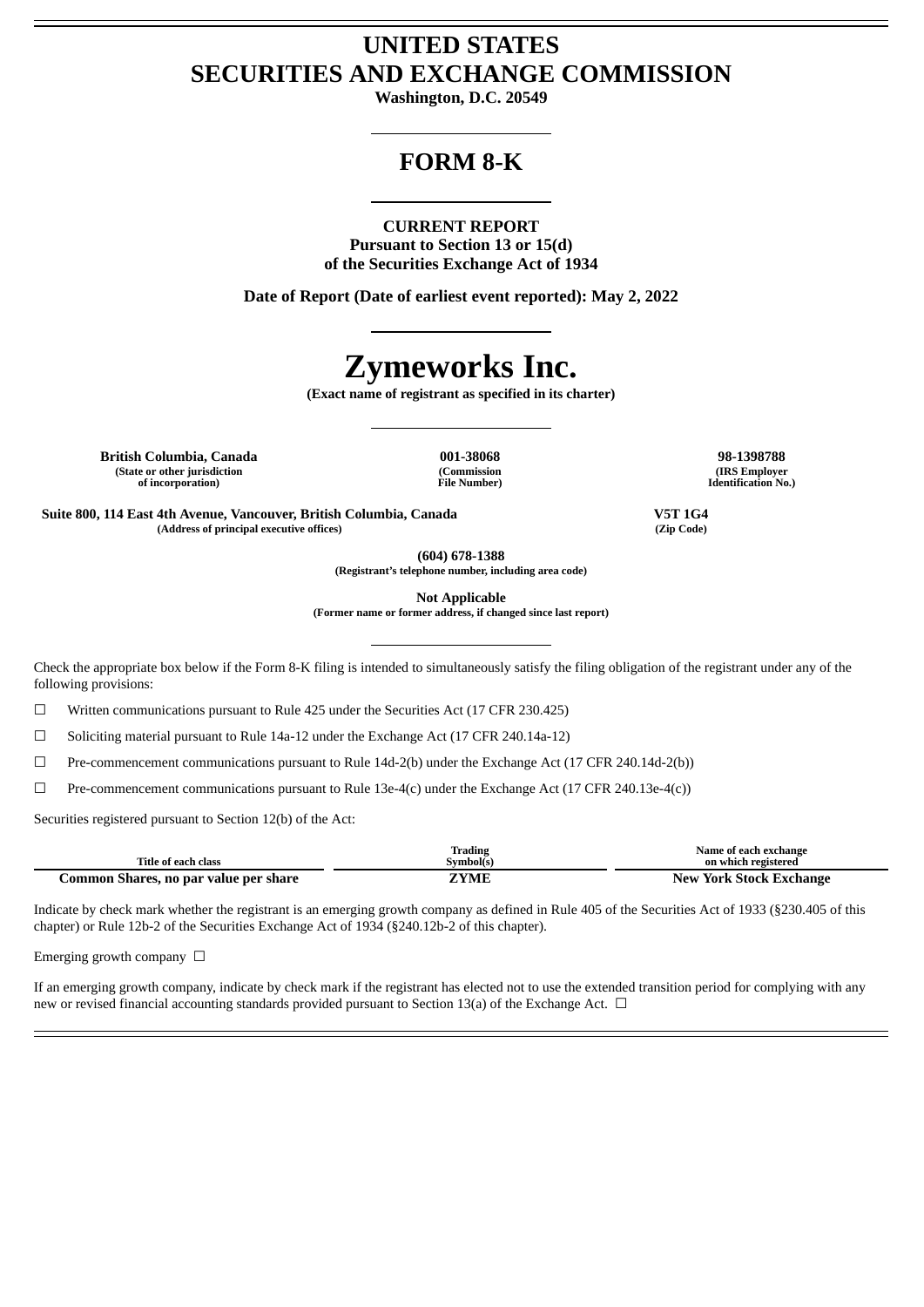# UNITED STATES
# SECURITIES AND EXCHANGE COMMISSION

**Washington, D.C. 20549**

## FORM 8-K

**CURRENT REPORT**
**Pursuant to Section 13 or 15(d)**
**of the Securities Exchange Act of 1934**

**Date of Report (Date of earliest event reported): May 2, 2022**

# Zymeworks Inc.

**(Exact name of registrant as specified in its charter)**

| British Columbia, Canada | 001-38068 | 98-1398788 |
|---|---|---|
| (State or other jurisdiction of incorporation) | (Commission File Number) | (IRS Employer Identification No.) |

| Suite 800, 114 East 4th Avenue, Vancouver, British Columbia, Canada | V5T 1G4 |
|---|---|
| (Address of principal executive offices) | (Zip Code) |

**(604) 678-1388**
**(Registrant's telephone number, including area code)**

**Not Applicable**
**(Former name or former address, if changed since last report)**

Check the appropriate box below if the Form 8-K filing is intended to simultaneously satisfy the filing obligation of the registrant under any of the following provisions:

☐ Written communications pursuant to Rule 425 under the Securities Act (17 CFR 230.425)

☐ Soliciting material pursuant to Rule 14a-12 under the Exchange Act (17 CFR 240.14a-12)

☐ Pre-commencement communications pursuant to Rule 14d-2(b) under the Exchange Act (17 CFR 240.14d-2(b))

☐ Pre-commencement communications pursuant to Rule 13e-4(c) under the Exchange Act (17 CFR 240.13e-4(c))

Securities registered pursuant to Section 12(b) of the Act:

| Title of each class | Trading Symbol(s) | Name of each exchange on which registered |
|---|---|---|
| **Common Shares, no par value per share** | **ZYME** | **New York Stock Exchange** |

Indicate by check mark whether the registrant is an emerging growth company as defined in Rule 405 of the Securities Act of 1933 (§230.405 of this chapter) or Rule 12b-2 of the Securities Exchange Act of 1934 (§240.12b-2 of this chapter).

Emerging growth company ☐

If an emerging growth company, indicate by check mark if the registrant has elected not to use the extended transition period for complying with any new or revised financial accounting standards provided pursuant to Section 13(a) of the Exchange Act. ☐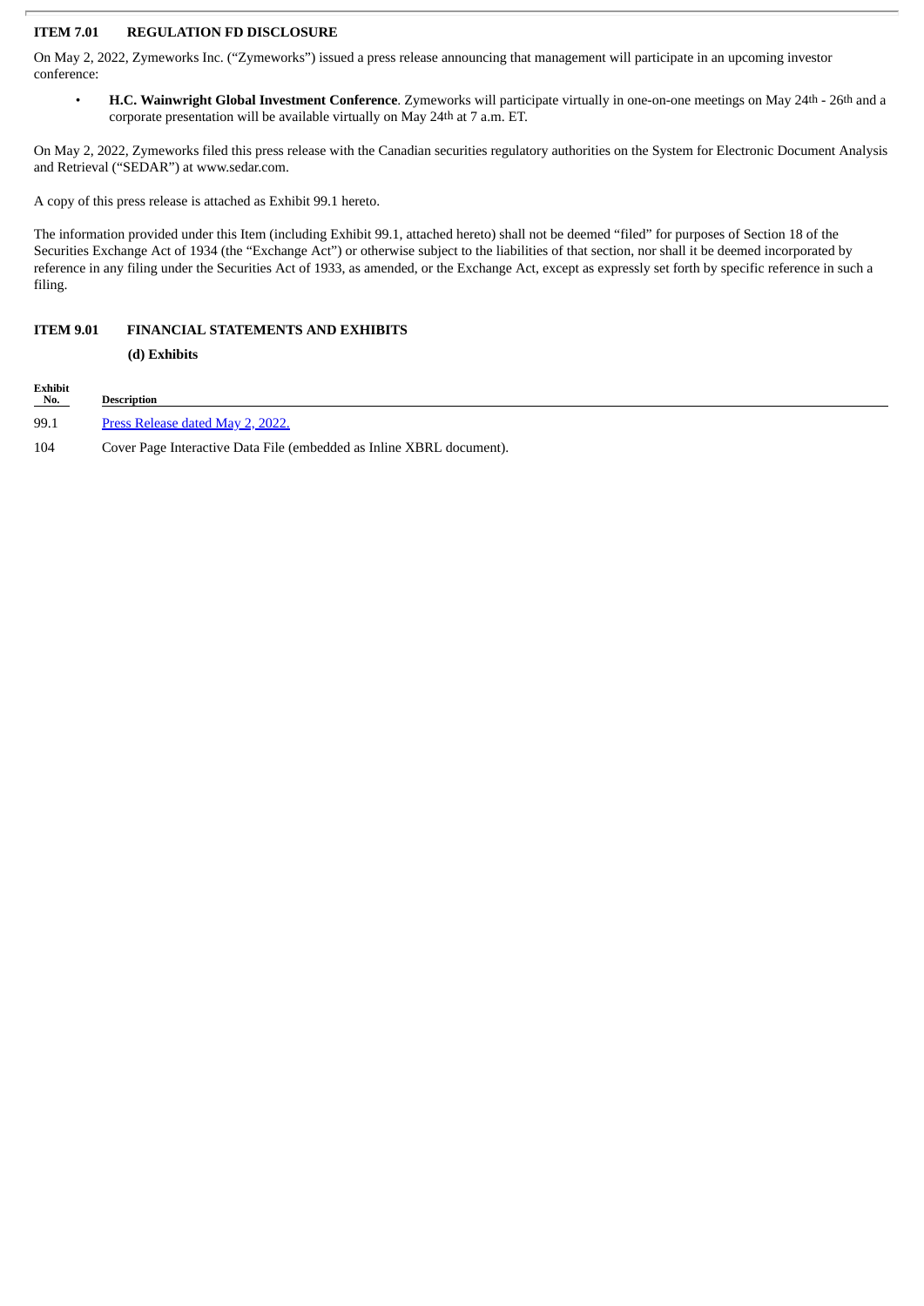**ITEM 7.01 REGULATION FD DISCLOSURE**

On May 2, 2022, Zymeworks Inc. ("Zymeworks") issued a press release announcing that management will participate in an upcoming investor conference:

- **H.C. Wainwright Global Investment Conference**. Zymeworks will participate virtually in one-on-one meetings on May 24th - 26th and a corporate presentation will be available virtually on May 24th at 7 a.m. ET.

On May 2, 2022, Zymeworks filed this press release with the Canadian securities regulatory authorities on the System for Electronic Document Analysis and Retrieval ("SEDAR") at www.sedar.com.

A copy of this press release is attached as Exhibit 99.1 hereto.

The information provided under this Item (including Exhibit 99.1, attached hereto) shall not be deemed "filed" for purposes of Section 18 of the Securities Exchange Act of 1934 (the "Exchange Act") or otherwise subject to the liabilities of that section, nor shall it be deemed incorporated by reference in any filing under the Securities Act of 1933, as amended, or the Exchange Act, except as expressly set forth by specific reference in such a filing.

**ITEM 9.01 FINANCIAL STATEMENTS AND EXHIBITS**

**(d) Exhibits**

| Exhibit No. | Description |
|---|---|
| 99.1 | Press Release dated May 2, 2022. |
| 104 | Cover Page Interactive Data File (embedded as Inline XBRL document). |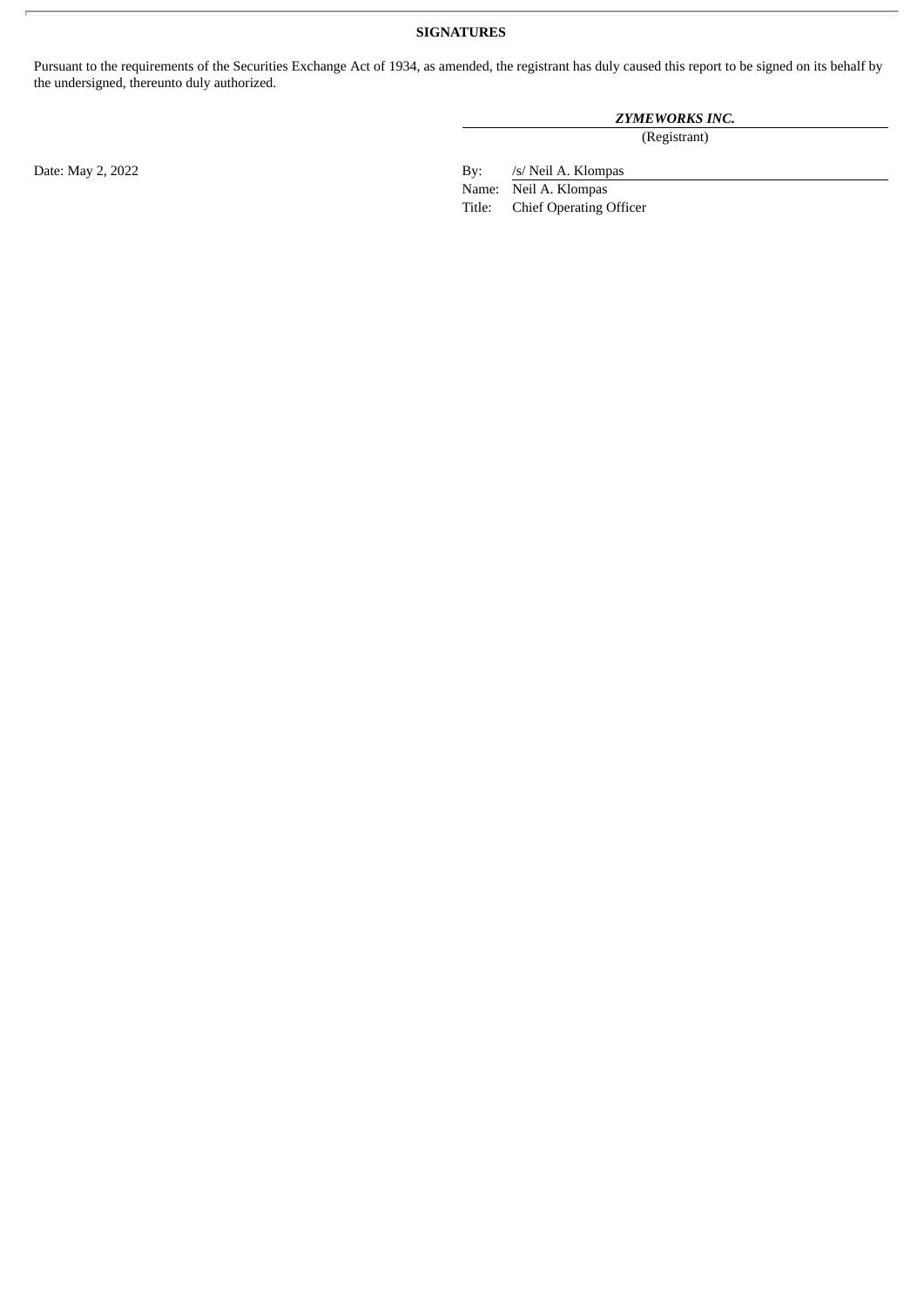## SIGNATURES

Pursuant to the requirements of the Securities Exchange Act of 1934, as amended, the registrant has duly caused this report to be signed on its behalf by the undersigned, thereunto duly authorized.

***ZYMEWORKS INC.***
(Registrant)

Date: May 2, 2022

By: /s/ Neil A. Klompas
Name: Neil A. Klompas
Title: Chief Operating Officer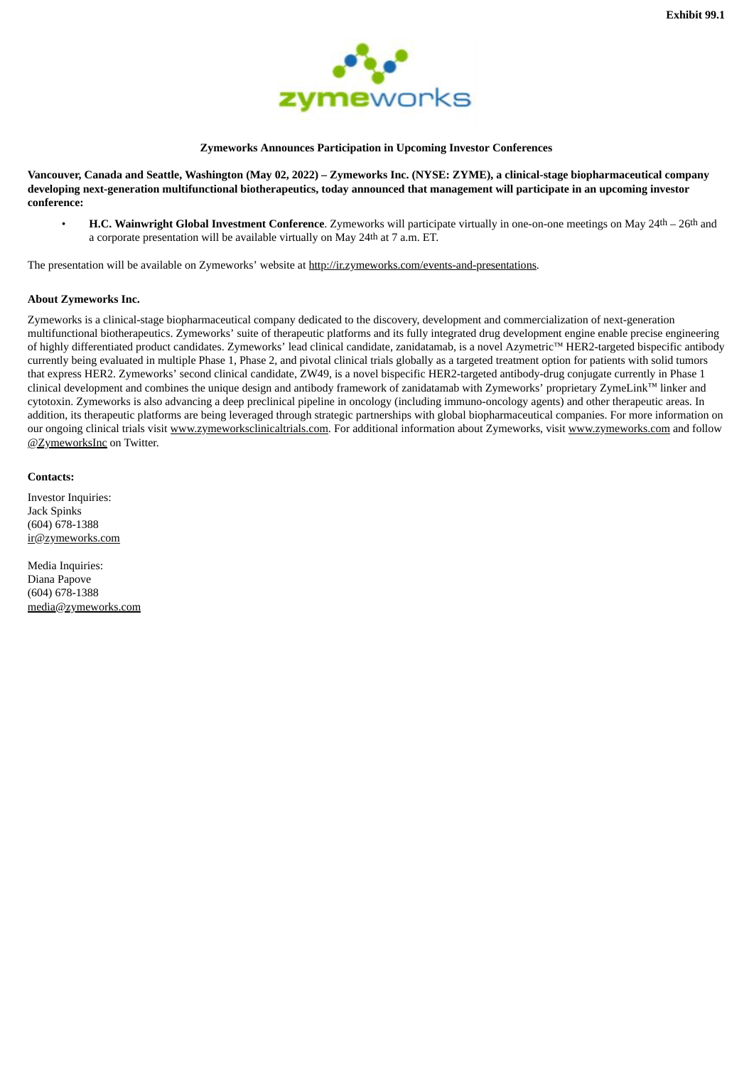Exhibit 99.1

**Zymeworks Announces Participation in Upcoming Investor Conferences**

**Vancouver, Canada and Seattle, Washington (May 02, 2022) – Zymeworks Inc. (NYSE: ZYME), a clinical-stage biopharmaceutical company developing next-generation multifunctional biotherapeutics, today announced that management will participate in an upcoming investor conference:**

- **H.C. Wainwright Global Investment Conference**. Zymeworks will participate virtually in one-on-one meetings on May 24th – 26th and a corporate presentation will be available virtually on May 24th at 7 a.m. ET.

The presentation will be available on Zymeworks' website at http://ir.zymeworks.com/events-and-presentations.

**About Zymeworks Inc.**

Zymeworks is a clinical-stage biopharmaceutical company dedicated to the discovery, development and commercialization of next-generation multifunctional biotherapeutics. Zymeworks' suite of therapeutic platforms and its fully integrated drug development engine enable precise engineering of highly differentiated product candidates. Zymeworks' lead clinical candidate, zanidatamab, is a novel Azymetric™ HER2-targeted bispecific antibody currently being evaluated in multiple Phase 1, Phase 2, and pivotal clinical trials globally as a targeted treatment option for patients with solid tumors that express HER2. Zymeworks' second clinical candidate, ZW49, is a novel bispecific HER2-targeted antibody-drug conjugate currently in Phase 1 clinical development and combines the unique design and antibody framework of zanidatamab with Zymeworks' proprietary ZymeLink™ linker and cytotoxin. Zymeworks is also advancing a deep preclinical pipeline in oncology (including immuno-oncology agents) and other therapeutic areas. In addition, its therapeutic platforms are being leveraged through strategic partnerships with global biopharmaceutical companies. For more information on our ongoing clinical trials visit www.zymeworksclinicaltrials.com. For additional information about Zymeworks, visit www.zymeworks.com and follow @ZymeworksInc on Twitter.

**Contacts:**

Investor Inquiries:
Jack Spinks
(604) 678-1388
ir@zymeworks.com

Media Inquiries:
Diana Papove
(604) 678-1388
media@zymeworks.com